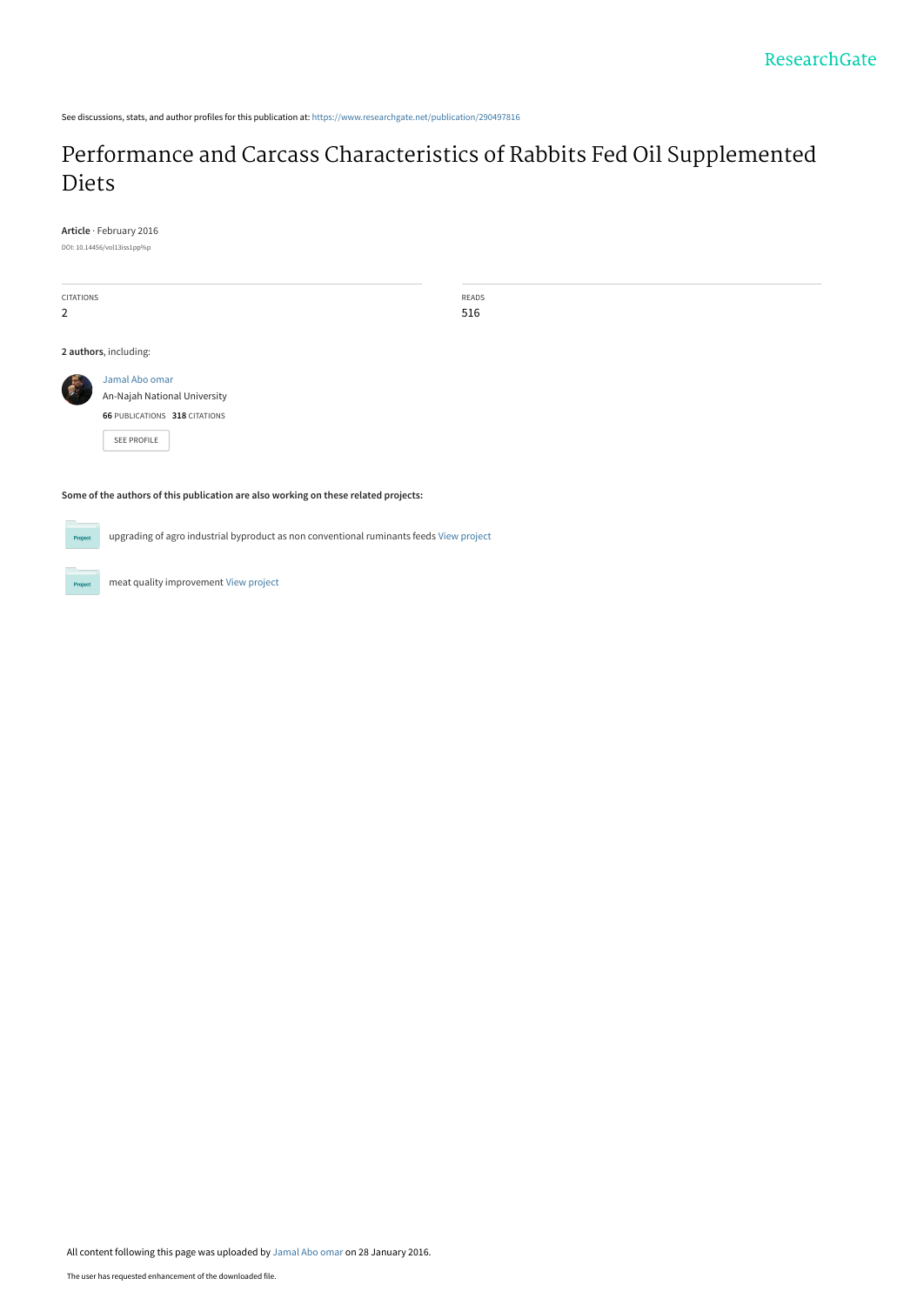See discussions, stats, and author profiles for this publication at: https://www.researchgate.net/publication/290497816

# Performance and Carcass Characteristics of Rabbits Fed Oil Supplemented Diets

**Article** · February 2016

DOI: 10.14456/vol13iss1pp%p

CITATIONS
2

READS
516

**2 authors**, including:

Jamal Abo omar
An-Najah National University
**66** PUBLICATIONS **318** CITATIONS

SEE PROFILE

**Some of the authors of this publication are also working on these related projects:**

upgrading of agro industrial byproduct as non conventional ruminants feeds View project

meat quality improvement View project

All content following this page was uploaded by Jamal Abo omar on 28 January 2016.

The user has requested enhancement of the downloaded file.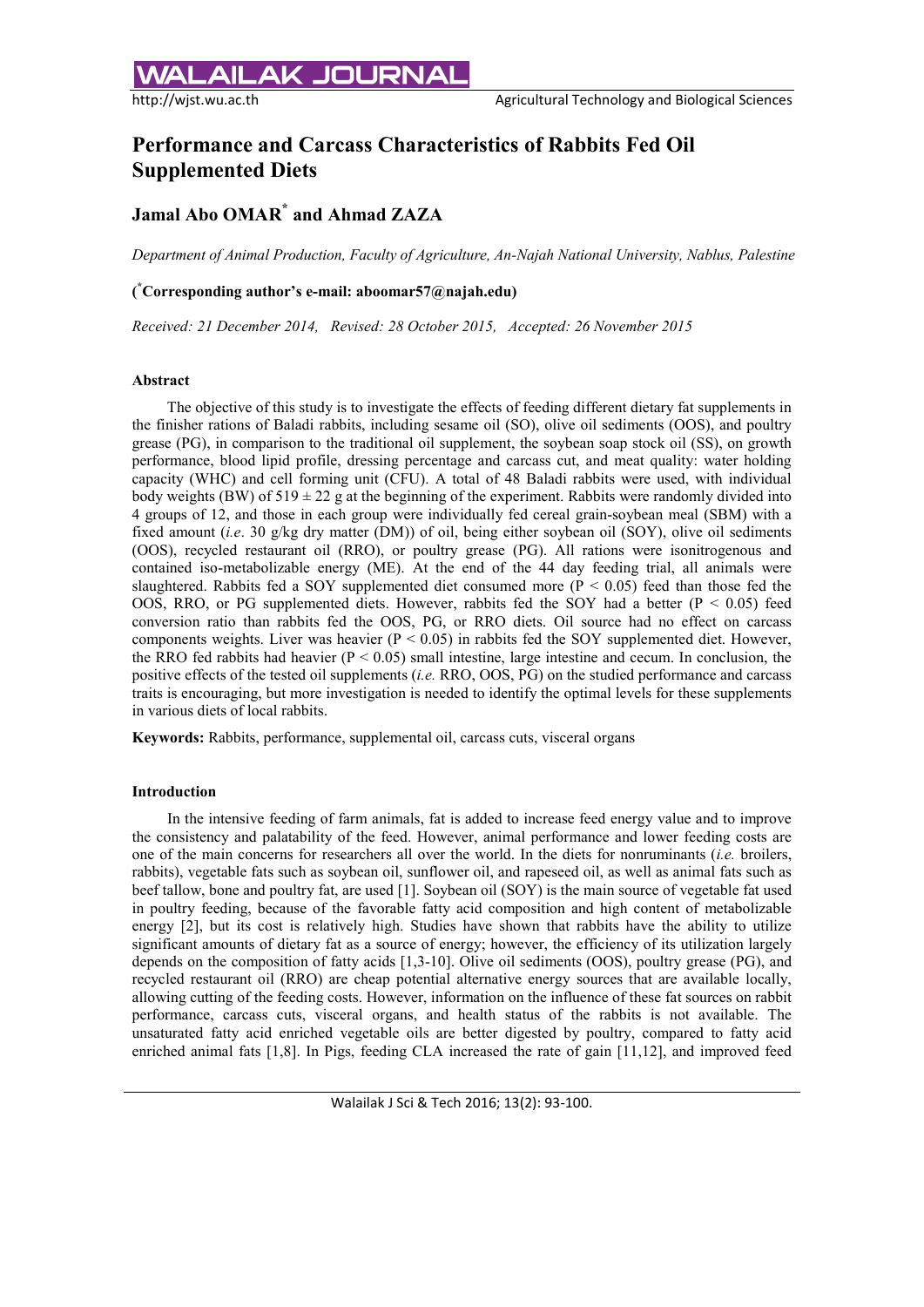# Performance and Carcass Characteristics of Rabbits Fed Oil Supplemented Diets

## Jamal Abo OMAR[*] and Ahmad ZAZA

*Department of Animal Production, Faculty of Agriculture, An-Najah National University, Nablus, Palestine*

**([*]Corresponding author's e-mail: aboomar57@najah.edu)**

*Received: 21 December 2014, Revised: 28 October 2015, Accepted: 26 November 2015*

### Abstract

The objective of this study is to investigate the effects of feeding different dietary fat supplements in the finisher rations of Baladi rabbits, including sesame oil (SO), olive oil sediments (OOS), and poultry grease (PG), in comparison to the traditional oil supplement, the soybean soap stock oil (SS), on growth performance, blood lipid profile, dressing percentage and carcass cut, and meat quality: water holding capacity (WHC) and cell forming unit (CFU). A total of 48 Baladi rabbits were used, with individual body weights (BW) of 519 ± 22 g at the beginning of the experiment. Rabbits were randomly divided into 4 groups of 12, and those in each group were individually fed cereal grain-soybean meal (SBM) with a fixed amount (*i.e*. 30 g/kg dry matter (DM)) of oil, being either soybean oil (SOY), olive oil sediments (OOS), recycled restaurant oil (RRO), or poultry grease (PG). All rations were isonitrogenous and contained iso-metabolizable energy (ME). At the end of the 44 day feeding trial, all animals were slaughtered. Rabbits fed a SOY supplemented diet consumed more ($P < 0.05$) feed than those fed the OOS, RRO, or PG supplemented diets. However, rabbits fed the SOY had a better ($P < 0.05$) feed conversion ratio than rabbits fed the OOS, PG, or RRO diets. Oil source had no effect on carcass components weights. Liver was heavier ($P < 0.05$) in rabbits fed the SOY supplemented diet. However, the RRO fed rabbits had heavier ($P < 0.05$) small intestine, large intestine and cecum. In conclusion, the positive effects of the tested oil supplements (*i.e.* RRO, OOS, PG) on the studied performance and carcass traits is encouraging, but more investigation is needed to identify the optimal levels for these supplements in various diets of local rabbits.

**Keywords:** Rabbits, performance, supplemental oil, carcass cuts, visceral organs

### Introduction

In the intensive feeding of farm animals, fat is added to increase feed energy value and to improve the consistency and palatability of the feed. However, animal performance and lower feeding costs are one of the main concerns for researchers all over the world. In the diets for nonruminants (*i.e.* broilers, rabbits), vegetable fats such as soybean oil, sunflower oil, and rapeseed oil, as well as animal fats such as beef tallow, bone and poultry fat, are used [1]. Soybean oil (SOY) is the main source of vegetable fat used in poultry feeding, because of the favorable fatty acid composition and high content of metabolizable energy [2], but its cost is relatively high. Studies have shown that rabbits have the ability to utilize significant amounts of dietary fat as a source of energy; however, the efficiency of its utilization largely depends on the composition of fatty acids [1,3-10]. Olive oil sediments (OOS), poultry grease (PG), and recycled restaurant oil (RRO) are cheap potential alternative energy sources that are available locally, allowing cutting of the feeding costs. However, information on the influence of these fat sources on rabbit performance, carcass cuts, visceral organs, and health status of the rabbits is not available. The unsaturated fatty acid enriched vegetable oils are better digested by poultry, compared to fatty acid enriched animal fats [1,8]. In Pigs, feeding CLA increased the rate of gain [11,12], and improved feed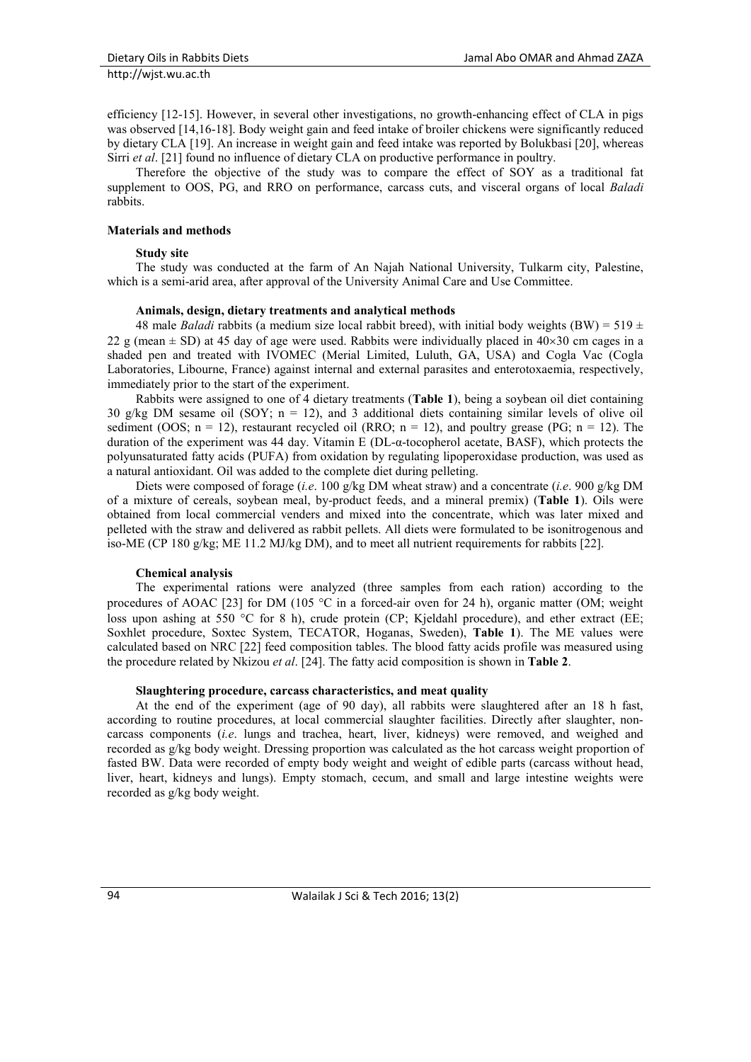efficiency [12-15]. However, in several other investigations, no growth-enhancing effect of CLA in pigs was observed [14,16-18]. Body weight gain and feed intake of broiler chickens were significantly reduced by dietary CLA [19]. An increase in weight gain and feed intake was reported by Bolukbasi [20], whereas Sirri *et al*. [21] found no influence of dietary CLA on productive performance in poultry.

Therefore the objective of the study was to compare the effect of SOY as a traditional fat supplement to OOS, PG, and RRO on performance, carcass cuts, and visceral organs of local *Baladi* rabbits.

## Materials and methods

### Study site

The study was conducted at the farm of An Najah National University, Tulkarm city, Palestine, which is a semi-arid area, after approval of the University Animal Care and Use Committee.

### Animals, design, dietary treatments and analytical methods

48 male *Baladi* rabbits (a medium size local rabbit breed), with initial body weights (BW) = 519 ± 22 g (mean ± SD) at 45 day of age were used. Rabbits were individually placed in 40×30 cm cages in a shaded pen and treated with IVOMEC (Merial Limited, Luluth, GA, USA) and Cogla Vac (Cogla Laboratories, Libourne, France) against internal and external parasites and enterotoxaemia, respectively, immediately prior to the start of the experiment.

Rabbits were assigned to one of 4 dietary treatments (**Table 1**), being a soybean oil diet containing 30 g/kg DM sesame oil (SOY; n = 12), and 3 additional diets containing similar levels of olive oil sediment (OOS; n = 12), restaurant recycled oil (RRO; n = 12), and poultry grease (PG; n = 12). The duration of the experiment was 44 day. Vitamin E (DL-α-tocopherol acetate, BASF), which protects the polyunsaturated fatty acids (PUFA) from oxidation by regulating lipoperoxidase production, was used as a natural antioxidant. Oil was added to the complete diet during pelleting.

Diets were composed of forage (*i.e*. 100 g/kg DM wheat straw) and a concentrate (*i.e*. 900 g/kg DM of a mixture of cereals, soybean meal, by-product feeds, and a mineral premix) (**Table 1**). Oils were obtained from local commercial venders and mixed into the concentrate, which was later mixed and pelleted with the straw and delivered as rabbit pellets. All diets were formulated to be isonitrogenous and iso-ME (CP 180 g/kg; ME 11.2 MJ/kg DM), and to meet all nutrient requirements for rabbits [22].

### Chemical analysis

The experimental rations were analyzed (three samples from each ration) according to the procedures of AOAC [23] for DM (105 °C in a forced-air oven for 24 h), organic matter (OM; weight loss upon ashing at 550 °C for 8 h), crude protein (CP; Kjeldahl procedure), and ether extract (EE; Soxhlet procedure, Soxtec System, TECATOR, Hoganas, Sweden), **Table 1**). The ME values were calculated based on NRC [22] feed composition tables. The blood fatty acids profile was measured using the procedure related by Nkizou *et al*. [24]. The fatty acid composition is shown in **Table 2**.

### Slaughtering procedure, carcass characteristics, and meat quality

At the end of the experiment (age of 90 day), all rabbits were slaughtered after an 18 h fast, according to routine procedures, at local commercial slaughter facilities. Directly after slaughter, non-carcass components (*i.e*. lungs and trachea, heart, liver, kidneys) were removed, and weighed and recorded as g/kg body weight. Dressing proportion was calculated as the hot carcass weight proportion of fasted BW. Data were recorded of empty body weight and weight of edible parts (carcass without head, liver, heart, kidneys and lungs). Empty stomach, cecum, and small and large intestine weights were recorded as g/kg body weight.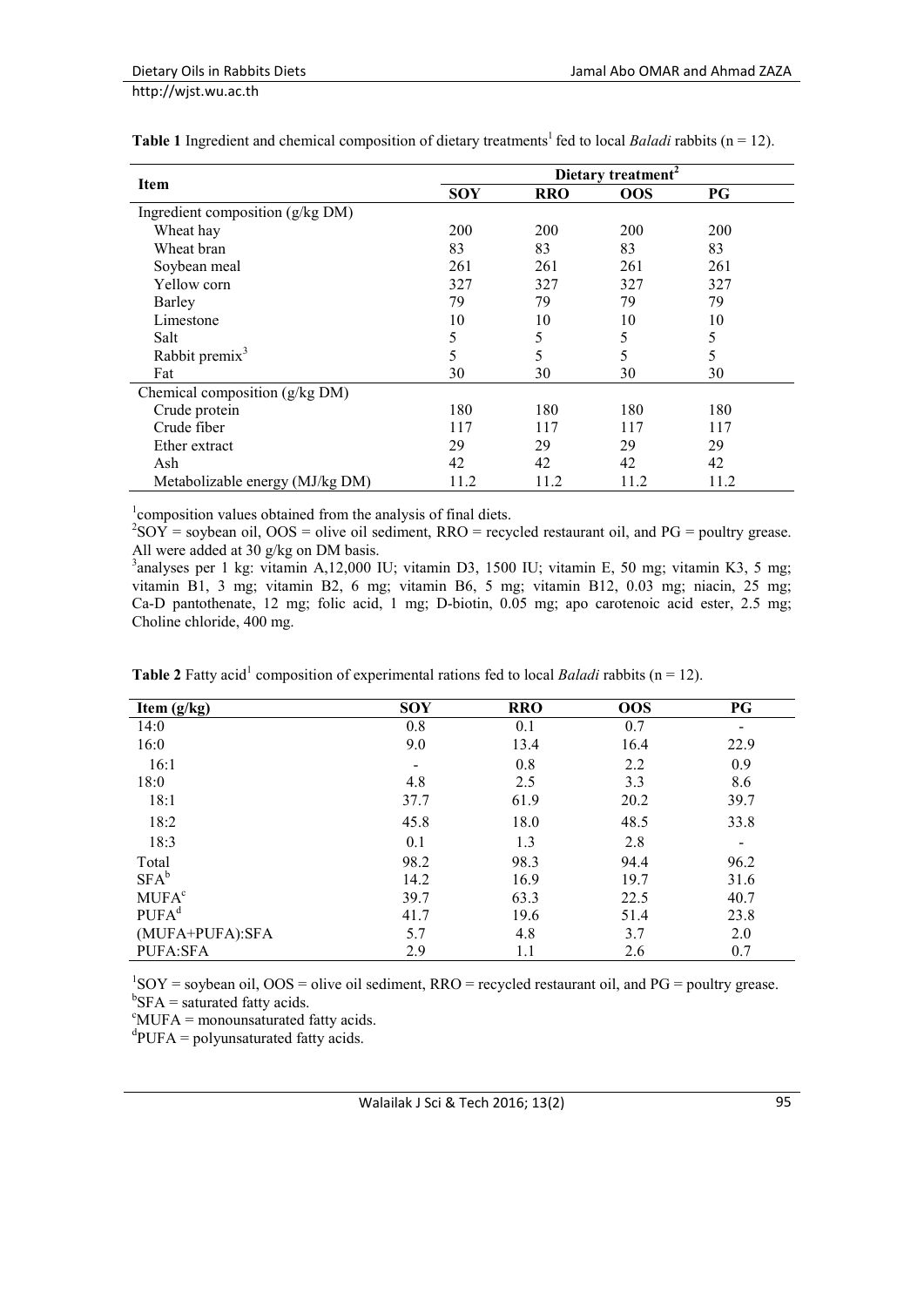**Table 1** Ingredient and chemical composition of dietary treatments[1] fed to local *Baladi* rabbits (n = 12).

| Item | Dietary treatment[2] | | | |
|---|---|---|---|---|
| | **SOY** | **RRO** | **OOS** | **PG** |
| Ingredient composition (g/kg DM) | | | | |
| Wheat hay | 200 | 200 | 200 | 200 |
| Wheat bran | 83 | 83 | 83 | 83 |
| Soybean meal | 261 | 261 | 261 | 261 |
| Yellow corn | 327 | 327 | 327 | 327 |
| Barley | 79 | 79 | 79 | 79 |
| Limestone | 10 | 10 | 10 | 10 |
| Salt | 5 | 5 | 5 | 5 |
| Rabbit premix[3] | 5 | 5 | 5 | 5 |
| Fat | 30 | 30 | 30 | 30 |
| Chemical composition (g/kg DM) | | | | |
| Crude protein | 180 | 180 | 180 | 180 |
| Crude fiber | 117 | 117 | 117 | 117 |
| Ether extract | 29 | 29 | 29 | 29 |
| Ash | 42 | 42 | 42 | 42 |
| Metabolizable energy (MJ/kg DM) | 11.2 | 11.2 | 11.2 | 11.2 |

[1]composition values obtained from the analysis of final diets.
[2]SOY = soybean oil, OOS = olive oil sediment, RRO = recycled restaurant oil, and PG = poultry grease. All were added at 30 g/kg on DM basis.
[3]analyses per 1 kg: vitamin A,12,000 IU; vitamin D3, 1500 IU; vitamin E, 50 mg; vitamin K3, 5 mg; vitamin B1, 3 mg; vitamin B2, 6 mg; vitamin B6, 5 mg; vitamin B12, 0.03 mg; niacin, 25 mg; Ca-D pantothenate, 12 mg; folic acid, 1 mg; D-biotin, 0.05 mg; apo carotenoic acid ester, 2.5 mg; Choline chloride, 400 mg.

**Table 2** Fatty acid[1] composition of experimental rations fed to local *Baladi* rabbits (n = 12).

| Item (g/kg) | SOY | RRO | OOS | PG |
|---|---|---|---|---|
| 14:0 | 0.8 | 0.1 | 0.7 | - |
| 16:0 | 9.0 | 13.4 | 16.4 | 22.9 |
| 16:1 | - | 0.8 | 2.2 | 0.9 |
| 18:0 | 4.8 | 2.5 | 3.3 | 8.6 |
| 18:1 | 37.7 | 61.9 | 20.2 | 39.7 |
| 18:2 | 45.8 | 18.0 | 48.5 | 33.8 |
| 18:3 | 0.1 | 1.3 | 2.8 | - |
| Total | 98.2 | 98.3 | 94.4 | 96.2 |
| SFA[b] | 14.2 | 16.9 | 19.7 | 31.6 |
| MUFA[c] | 39.7 | 63.3 | 22.5 | 40.7 |
| PUFA[d] | 41.7 | 19.6 | 51.4 | 23.8 |
| (MUFA+PUFA):SFA | 5.7 | 4.8 | 3.7 | 2.0 |
| PUFA:SFA | 2.9 | 1.1 | 2.6 | 0.7 |

[1]SOY = soybean oil, OOS = olive oil sediment, RRO = recycled restaurant oil, and PG = poultry grease.
[b]SFA = saturated fatty acids.
[c]MUFA = monounsaturated fatty acids.
[d]PUFA = polyunsaturated fatty acids.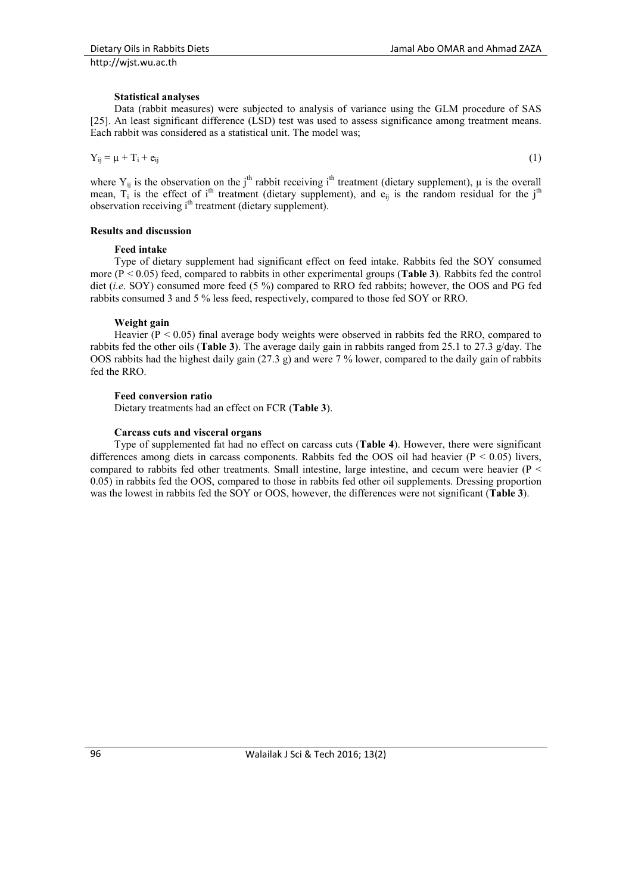### Statistical analyses

Data (rabbit measures) were subjected to analysis of variance using the GLM procedure of SAS [25]. An least significant difference (LSD) test was used to assess significance among treatment means. Each rabbit was considered as a statistical unit. The model was;

$$Y_{ij} = \mu + T_i + e_{ij} \tag{1}$$

where $Y_{ij}$ is the observation on the $j^{th}$ rabbit receiving $i^{th}$ treatment (dietary supplement), $\mu$ is the overall mean, $T_i$ is the effect of $i^{th}$ treatment (dietary supplement), and $e_{ij}$ is the random residual for the $j^{th}$ observation receiving $i^{th}$ treatment (dietary supplement).

## Results and discussion

### Feed intake

Type of dietary supplement had significant effect on feed intake. Rabbits fed the SOY consumed more ($P < 0.05$) feed, compared to rabbits in other experimental groups (**Table 3**). Rabbits fed the control diet (*i.e*. SOY) consumed more feed (5 %) compared to RRO fed rabbits; however, the OOS and PG fed rabbits consumed 3 and 5 % less feed, respectively, compared to those fed SOY or RRO.

### Weight gain

Heavier ($P < 0.05$) final average body weights were observed in rabbits fed the RRO, compared to rabbits fed the other oils (**Table 3**). The average daily gain in rabbits ranged from 25.1 to 27.3 g/day. The OOS rabbits had the highest daily gain (27.3 g) and were 7 % lower, compared to the daily gain of rabbits fed the RRO.

### Feed conversion ratio

Dietary treatments had an effect on FCR (**Table 3**).

### Carcass cuts and visceral organs

Type of supplemented fat had no effect on carcass cuts (**Table 4**). However, there were significant differences among diets in carcass components. Rabbits fed the OOS oil had heavier ($P < 0.05$) livers, compared to rabbits fed other treatments. Small intestine, large intestine, and cecum were heavier ($P < 0.05$) in rabbits fed the OOS, compared to those in rabbits fed other oil supplements. Dressing proportion was the lowest in rabbits fed the SOY or OOS, however, the differences were not significant (**Table 3**).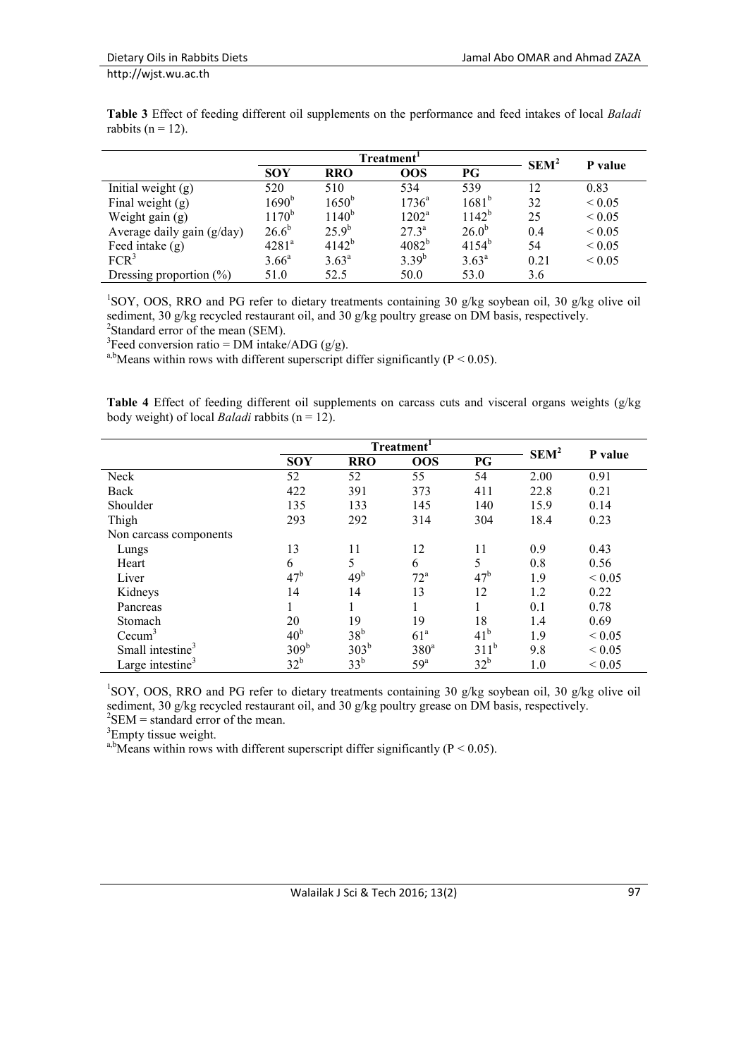**Table 3** Effect of feeding different oil supplements on the performance and feed intakes of local *Baladi* rabbits (n = 12).

| | Treatment[1] | | | | SEM[2] | P value |
|---|---|---|---|---|---|---|
| | SOY | RRO | OOS | PG | | |
| Initial weight (g) | 520 | 510 | 534 | 539 | 12 | 0.83 |
| Final weight (g) | 1690[b] | 1650[b] | 1736[a] | 1681[b] | 32 | < 0.05 |
| Weight gain (g) | 1170[b] | 1140[b] | 1202[a] | 1142[b] | 25 | < 0.05 |
| Average daily gain (g/day) | 26.6[b] | 25.9[b] | 27.3[a] | 26.0[b] | 0.4 | < 0.05 |
| Feed intake (g) | 4281[a] | 4142[b] | 4082[b] | 4154[b] | 54 | < 0.05 |
| FCR[3] | 3.66[a] | 3.63[a] | 3.39[b] | 3.63[a] | 0.21 | < 0.05 |
| Dressing proportion (%) | 51.0 | 52.5 | 50.0 | 53.0 | 3.6 | |

[1]SOY, OOS, RRO and PG refer to dietary treatments containing 30 g/kg soybean oil, 30 g/kg olive oil sediment, 30 g/kg recycled restaurant oil, and 30 g/kg poultry grease on DM basis, respectively.
[2]Standard error of the mean (SEM).
[3]Feed conversion ratio = DM intake/ADG (g/g).
[a,b]Means within rows with different superscript differ significantly ($P < 0.05$).

**Table 4** Effect of feeding different oil supplements on carcass cuts and visceral organs weights (g/kg body weight) of local *Baladi* rabbits (n = 12).

| | Treatment[1] | | | | SEM[2] | P value |
|---|---|---|---|---|---|---|
| | SOY | RRO | OOS | PG | | |
| Neck | 52 | 52 | 55 | 54 | 2.00 | 0.91 |
| Back | 422 | 391 | 373 | 411 | 22.8 | 0.21 |
| Shoulder | 135 | 133 | 145 | 140 | 15.9 | 0.14 |
| Thigh | 293 | 292 | 314 | 304 | 18.4 | 0.23 |
| Non carcass components | | | | | | |
| Lungs | 13 | 11 | 12 | 11 | 0.9 | 0.43 |
| Heart | 6 | 5 | 6 | 5 | 0.8 | 0.56 |
| Liver | 47[b] | 49[b] | 72[a] | 47[b] | 1.9 | < 0.05 |
| Kidneys | 14 | 14 | 13 | 12 | 1.2 | 0.22 |
| Pancreas | 1 | 1 | 1 | 1 | 0.1 | 0.78 |
| Stomach | 20 | 19 | 19 | 18 | 1.4 | 0.69 |
| Cecum[3] | 40[b] | 38[b] | 61[a] | 41[b] | 1.9 | < 0.05 |
| Small intestine[3] | 309[b] | 303[b] | 380[a] | 311[b] | 9.8 | < 0.05 |
| Large intestine[3] | 32[b] | 33[b] | 59[a] | 32[b] | 1.0 | < 0.05 |

[1]SOY, OOS, RRO and PG refer to dietary treatments containing 30 g/kg soybean oil, 30 g/kg olive oil sediment, 30 g/kg recycled restaurant oil, and 30 g/kg poultry grease on DM basis, respectively.
[2]SEM = standard error of the mean.
[3]Empty tissue weight.
[a,b]Means within rows with different superscript differ significantly ($P < 0.05$).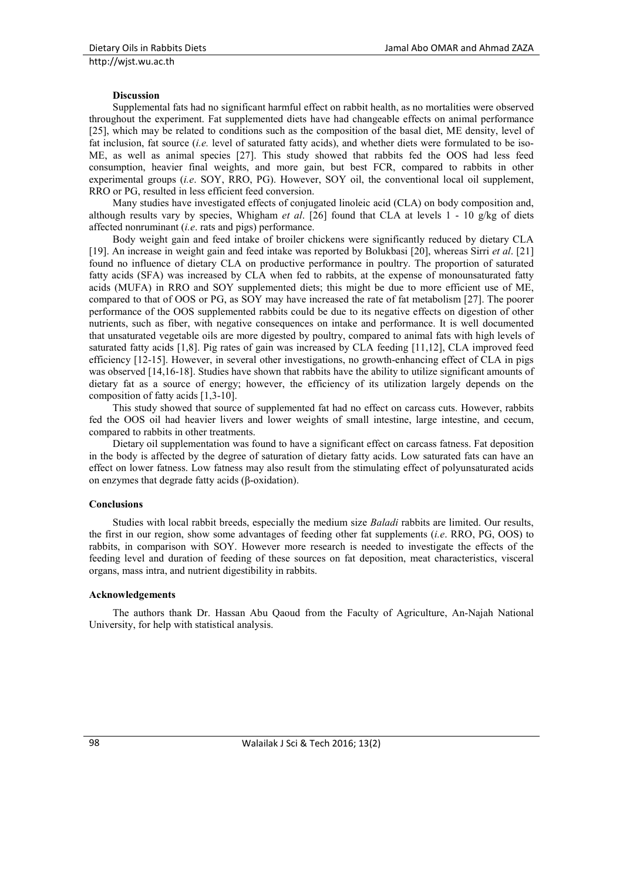## Discussion

Supplemental fats had no significant harmful effect on rabbit health, as no mortalities were observed throughout the experiment. Fat supplemented diets have had changeable effects on animal performance [25], which may be related to conditions such as the composition of the basal diet, ME density, level of fat inclusion, fat source (*i.e.* level of saturated fatty acids), and whether diets were formulated to be iso-ME, as well as animal species [27]. This study showed that rabbits fed the OOS had less feed consumption, heavier final weights, and more gain, but best FCR, compared to rabbits in other experimental groups (*i.e*. SOY, RRO, PG). However, SOY oil, the conventional local oil supplement, RRO or PG, resulted in less efficient feed conversion.

Many studies have investigated effects of conjugated linoleic acid (CLA) on body composition and, although results vary by species, Whigham *et al*. [26] found that CLA at levels 1 - 10 g/kg of diets affected nonruminant (*i.e*. rats and pigs) performance.

Body weight gain and feed intake of broiler chickens were significantly reduced by dietary CLA [19]. An increase in weight gain and feed intake was reported by Bolukbasi [20], whereas Sirri *et al*. [21] found no influence of dietary CLA on productive performance in poultry. The proportion of saturated fatty acids (SFA) was increased by CLA when fed to rabbits, at the expense of monounsaturated fatty acids (MUFA) in RRO and SOY supplemented diets; this might be due to more efficient use of ME, compared to that of OOS or PG, as SOY may have increased the rate of fat metabolism [27]. The poorer performance of the OOS supplemented rabbits could be due to its negative effects on digestion of other nutrients, such as fiber, with negative consequences on intake and performance. It is well documented that unsaturated vegetable oils are more digested by poultry, compared to animal fats with high levels of saturated fatty acids [1,8]. Pig rates of gain was increased by CLA feeding [11,12], CLA improved feed efficiency [12-15]. However, in several other investigations, no growth-enhancing effect of CLA in pigs was observed [14,16-18]. Studies have shown that rabbits have the ability to utilize significant amounts of dietary fat as a source of energy; however, the efficiency of its utilization largely depends on the composition of fatty acids [1,3-10].

This study showed that source of supplemented fat had no effect on carcass cuts. However, rabbits fed the OOS oil had heavier livers and lower weights of small intestine, large intestine, and cecum, compared to rabbits in other treatments.

Dietary oil supplementation was found to have a significant effect on carcass fatness. Fat deposition in the body is affected by the degree of saturation of dietary fatty acids. Low saturated fats can have an effect on lower fatness. Low fatness may also result from the stimulating effect of polyunsaturated acids on enzymes that degrade fatty acids (β-oxidation).

## Conclusions

Studies with local rabbit breeds, especially the medium size *Baladi* rabbits are limited. Our results, the first in our region, show some advantages of feeding other fat supplements (*i.e*. RRO, PG, OOS) to rabbits, in comparison with SOY. However more research is needed to investigate the effects of the feeding level and duration of feeding of these sources on fat deposition, meat characteristics, visceral organs, mass intra, and nutrient digestibility in rabbits.

## Acknowledgements

The authors thank Dr. Hassan Abu Qaoud from the Faculty of Agriculture, An-Najah National University, for help with statistical analysis.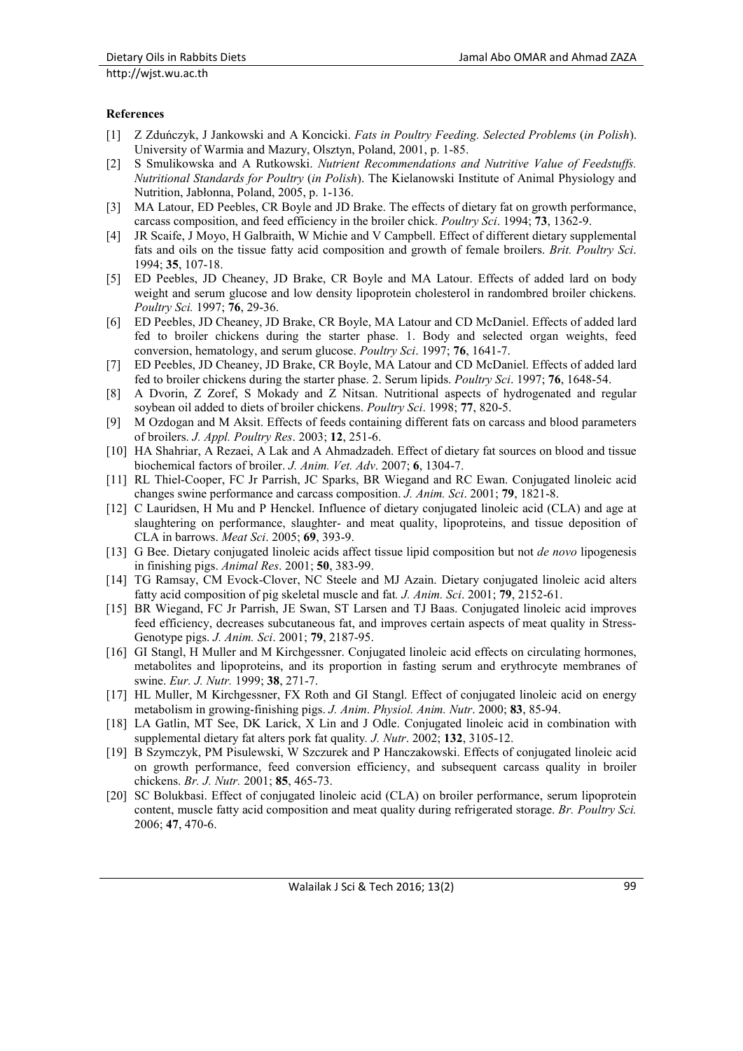## References

[1] Z Zduńczyk, J Jankowski and A Koncicki. *Fats in Poultry Feeding. Selected Problems* (*in Polish*). University of Warmia and Mazury, Olsztyn, Poland, 2001, p. 1-85.

[2] S Smulikowska and A Rutkowski. *Nutrient Recommendations and Nutritive Value of Feedstuffs. Nutritional Standards for Poultry* (*in Polish*). The Kielanowski Institute of Animal Physiology and Nutrition, Jabłonna, Poland, 2005, p. 1-136.

[3] MA Latour, ED Peebles, CR Boyle and JD Brake. The effects of dietary fat on growth performance, carcass composition, and feed efficiency in the broiler chick. *Poultry Sci*. 1994; **73**, 1362-9.

[4] JR Scaife, J Moyo, H Galbraith, W Michie and V Campbell. Effect of different dietary supplemental fats and oils on the tissue fatty acid composition and growth of female broilers. *Brit. Poultry Sci*. 1994; **35**, 107-18.

[5] ED Peebles, JD Cheaney, JD Brake, CR Boyle and MA Latour. Effects of added lard on body weight and serum glucose and low density lipoprotein cholesterol in randombred broiler chickens. *Poultry Sci.* 1997; **76**, 29-36.

[6] ED Peebles, JD Cheaney, JD Brake, CR Boyle, MA Latour and CD McDaniel. Effects of added lard fed to broiler chickens during the starter phase. 1. Body and selected organ weights, feed conversion, hematology, and serum glucose. *Poultry Sci*. 1997; **76**, 1641-7.

[7] ED Peebles, JD Cheaney, JD Brake, CR Boyle, MA Latour and CD McDaniel. Effects of added lard fed to broiler chickens during the starter phase. 2. Serum lipids. *Poultry Sci*. 1997; **76**, 1648-54.

[8] A Dvorin, Z Zoref, S Mokady and Z Nitsan. Nutritional aspects of hydrogenated and regular soybean oil added to diets of broiler chickens. *Poultry Sci*. 1998; **77**, 820-5.

[9] M Ozdogan and M Aksit. Effects of feeds containing different fats on carcass and blood parameters of broilers. *J. Appl. Poultry Res*. 2003; **12**, 251-6.

[10] HA Shahriar, A Rezaei, A Lak and A Ahmadzadeh. Effect of dietary fat sources on blood and tissue biochemical factors of broiler. *J. Anim. Vet. Adv*. 2007; **6**, 1304-7.

[11] RL Thiel-Cooper, FC Jr Parrish, JC Sparks, BR Wiegand and RC Ewan. Conjugated linoleic acid changes swine performance and carcass composition. *J. Anim. Sci*. 2001; **79**, 1821-8.

[12] C Lauridsen, H Mu and P Henckel. Influence of dietary conjugated linoleic acid (CLA) and age at slaughtering on performance, slaughter- and meat quality, lipoproteins, and tissue deposition of CLA in barrows. *Meat Sci*. 2005; **69**, 393-9.

[13] G Bee. Dietary conjugated linoleic acids affect tissue lipid composition but not *de novo* lipogenesis in finishing pigs. *Animal Res*. 2001; **50**, 383-99.

[14] TG Ramsay, CM Evock-Clover, NC Steele and MJ Azain. Dietary conjugated linoleic acid alters fatty acid composition of pig skeletal muscle and fat*. J. Anim. Sci*. 2001; **79**, 2152-61.

[15] BR Wiegand, FC Jr Parrish, JE Swan, ST Larsen and TJ Baas. Conjugated linoleic acid improves feed efficiency, decreases subcutaneous fat, and improves certain aspects of meat quality in Stress-Genotype pigs. *J. Anim. Sci*. 2001; **79**, 2187-95.

[16] GI Stangl, H Muller and M Kirchgessner. Conjugated linoleic acid effects on circulating hormones, metabolites and lipoproteins, and its proportion in fasting serum and erythrocyte membranes of swine. *Eur. J. Nutr.* 1999; **38**, 271-7.

[17] HL Muller, M Kirchgessner, FX Roth and GI Stangl. Effect of conjugated linoleic acid on energy metabolism in growing-finishing pigs. *J. Anim*. *Physiol. Anim. Nutr*. 2000; **83**, 85-94.

[18] LA Gatlin, MT See, DK Larick, X Lin and J Odle. Conjugated linoleic acid in combination with supplemental dietary fat alters pork fat quality*. J. Nutr*. 2002; **132**, 3105-12.

[19] B Szymczyk, PM Pisulewski, W Szczurek and P Hanczakowski. Effects of conjugated linoleic acid on growth performance, feed conversion efficiency, and subsequent carcass quality in broiler chickens. *Br. J. Nutr.* 2001; **85**, 465-73.

[20] SC Bolukbasi. Effect of conjugated linoleic acid (CLA) on broiler performance, serum lipoprotein content, muscle fatty acid composition and meat quality during refrigerated storage. *Br. Poultry Sci.* 2006; **47**, 470-6.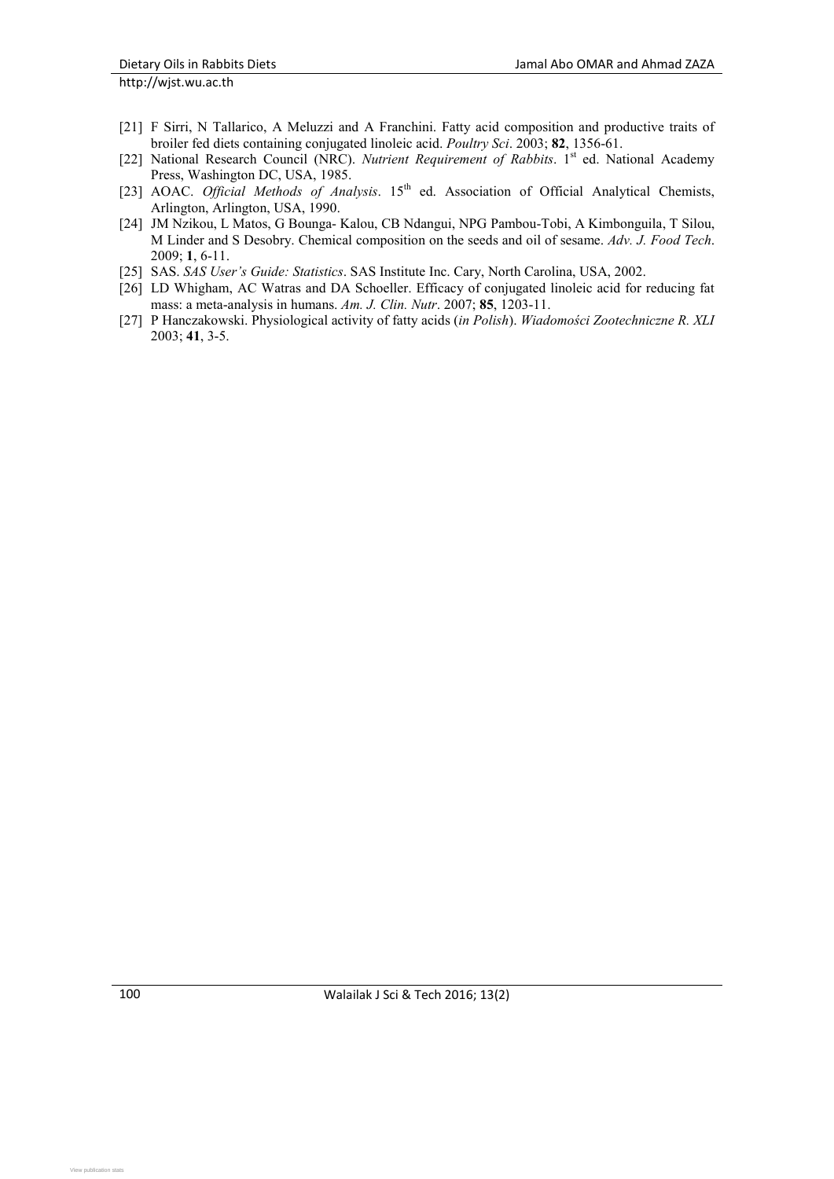[21] F Sirri, N Tallarico, A Meluzzi and A Franchini. Fatty acid composition and productive traits of broiler fed diets containing conjugated linoleic acid. *Poultry Sci*. 2003; **82**, 1356-61.

[22] National Research Council (NRC). *Nutrient Requirement of Rabbits*. 1st ed. National Academy Press, Washington DC, USA, 1985.

[23] AOAC. *Official Methods of Analysis*. 15th ed. Association of Official Analytical Chemists, Arlington, Arlington, USA, 1990.

[24] JM Nzikou, L Matos, G Bounga- Kalou, CB Ndangui, NPG Pambou-Tobi, A Kimbonguila, T Silou, M Linder and S Desobry. Chemical composition on the seeds and oil of sesame. *Adv. J. Food Tech*. 2009; **1**, 6-11.

[25] SAS. *SAS User's Guide: Statistics*. SAS Institute Inc. Cary, North Carolina, USA, 2002.

[26] LD Whigham, AC Watras and DA Schoeller. Efficacy of conjugated linoleic acid for reducing fat mass: a meta-analysis in humans. *Am. J. Clin. Nutr*. 2007; **85**, 1203-11.

[27] P Hanczakowski. Physiological activity of fatty acids (*in Polish*). *Wiadomości Zootechniczne R. XLI* 2003; **41**, 3-5.